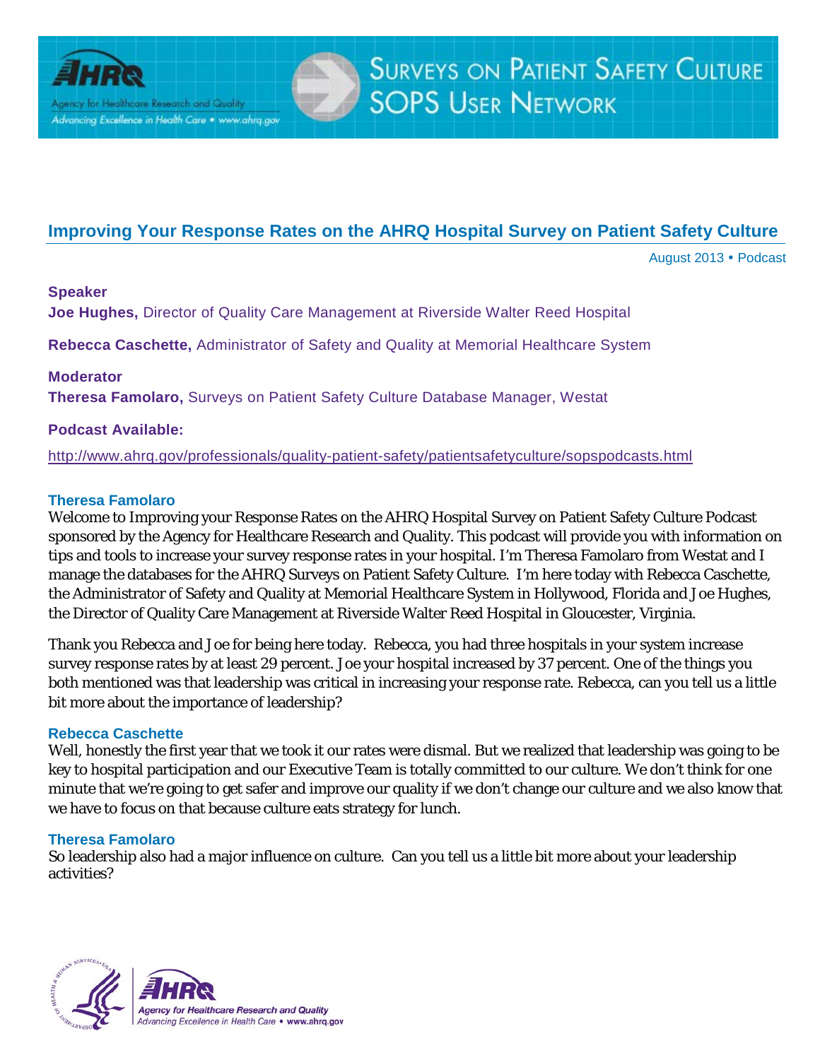# Improving Your Response Rates on the AHRQ Hospital Survey on Patient Safety Culture

August 2013 • Podcast

**Speaker**

**Joe Hughes,** Director of Quality Care Management at Riverside Walter Reed Hospital

**Rebecca Caschette,** Administrator of Safety and Quality at Memorial Healthcare System

**Moderator**

**Theresa Famolaro,** Surveys on Patient Safety Culture Database Manager, Westat

**Podcast Available:**

http://www.ahrq.gov/professionals/quality-patient-safety/patientsafetyculture/sopspodcasts.html

### Theresa Famolaro

Welcome to Improving your Response Rates on the AHRQ Hospital Survey on Patient Safety Culture Podcast sponsored by the Agency for Healthcare Research and Quality. This podcast will provide you with information on tips and tools to increase your survey response rates in your hospital. I'm Theresa Famolaro from Westat and I manage the databases for the AHRQ Surveys on Patient Safety Culture. I'm here today with Rebecca Caschette, the Administrator of Safety and Quality at Memorial Healthcare System in Hollywood, Florida and Joe Hughes, the Director of Quality Care Management at Riverside Walter Reed Hospital in Gloucester, Virginia.

Thank you Rebecca and Joe for being here today. Rebecca, you had three hospitals in your system increase survey response rates by at least 29 percent. Joe your hospital increased by 37 percent. One of the things you both mentioned was that leadership was critical in increasing your response rate. Rebecca, can you tell us a little bit more about the importance of leadership?

### Rebecca Caschette

Well, honestly the first year that we took it our rates were dismal. But we realized that leadership was going to be key to hospital participation and our Executive Team is totally committed to our culture. We don't think for one minute that we're going to get safer and improve our quality if we don't change our culture and we also know that we have to focus on that because culture eats strategy for lunch.

### Theresa Famolaro

So leadership also had a major influence on culture. Can you tell us a little bit more about your leadership activities?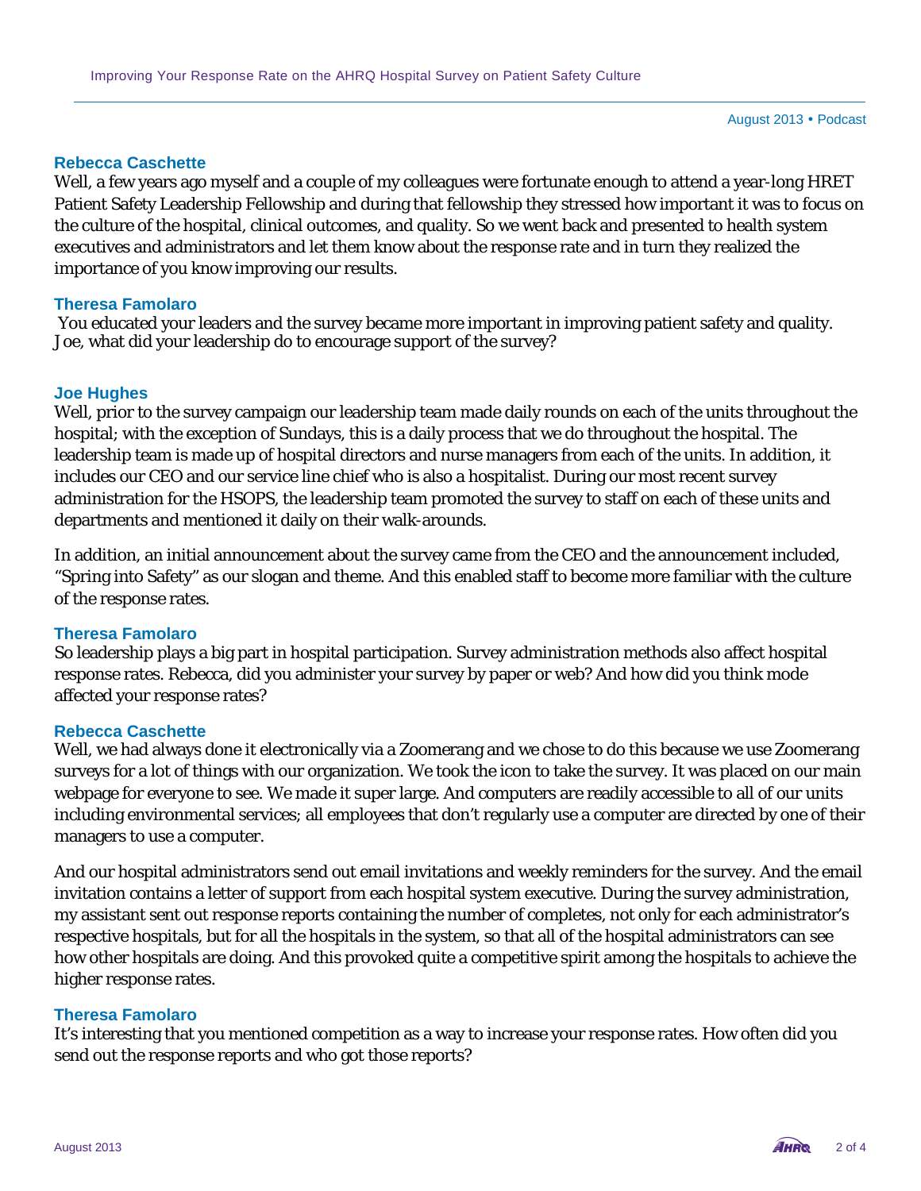**Rebecca Caschette**

Well, a few years ago myself and a couple of my colleagues were fortunate enough to attend a year-long HRET Patient Safety Leadership Fellowship and during that fellowship they stressed how important it was to focus on the culture of the hospital, clinical outcomes, and quality. So we went back and presented to health system executives and administrators and let them know about the response rate and in turn they realized the importance of you know improving our results.

**Theresa Famolaro**

You educated your leaders and the survey became more important in improving patient safety and quality. Joe, what did your leadership do to encourage support of the survey?

**Joe Hughes**

Well, prior to the survey campaign our leadership team made daily rounds on each of the units throughout the hospital; with the exception of Sundays, this is a daily process that we do throughout the hospital. The leadership team is made up of hospital directors and nurse managers from each of the units. In addition, it includes our CEO and our service line chief who is also a hospitalist. During our most recent survey administration for the HSOPS, the leadership team promoted the survey to staff on each of these units and departments and mentioned it daily on their walk-arounds.

In addition, an initial announcement about the survey came from the CEO and the announcement included, "Spring into Safety" as our slogan and theme. And this enabled staff to become more familiar with the culture of the response rates.

**Theresa Famolaro**

So leadership plays a big part in hospital participation. Survey administration methods also affect hospital response rates. Rebecca, did you administer your survey by paper or web? And how did you think mode affected your response rates?

**Rebecca Caschette**

Well, we had always done it electronically via a Zoomerang and we chose to do this because we use Zoomerang surveys for a lot of things with our organization. We took the icon to take the survey. It was placed on our main webpage for everyone to see. We made it super large. And computers are readily accessible to all of our units including environmental services; all employees that don't regularly use a computer are directed by one of their managers to use a computer.

And our hospital administrators send out email invitations and weekly reminders for the survey. And the email invitation contains a letter of support from each hospital system executive. During the survey administration, my assistant sent out response reports containing the number of completes, not only for each administrator's respective hospitals, but for all the hospitals in the system, so that all of the hospital administrators can see how other hospitals are doing. And this provoked quite a competitive spirit among the hospitals to achieve the higher response rates.

**Theresa Famolaro**

It's interesting that you mentioned competition as a way to increase your response rates. How often did you send out the response reports and who got those reports?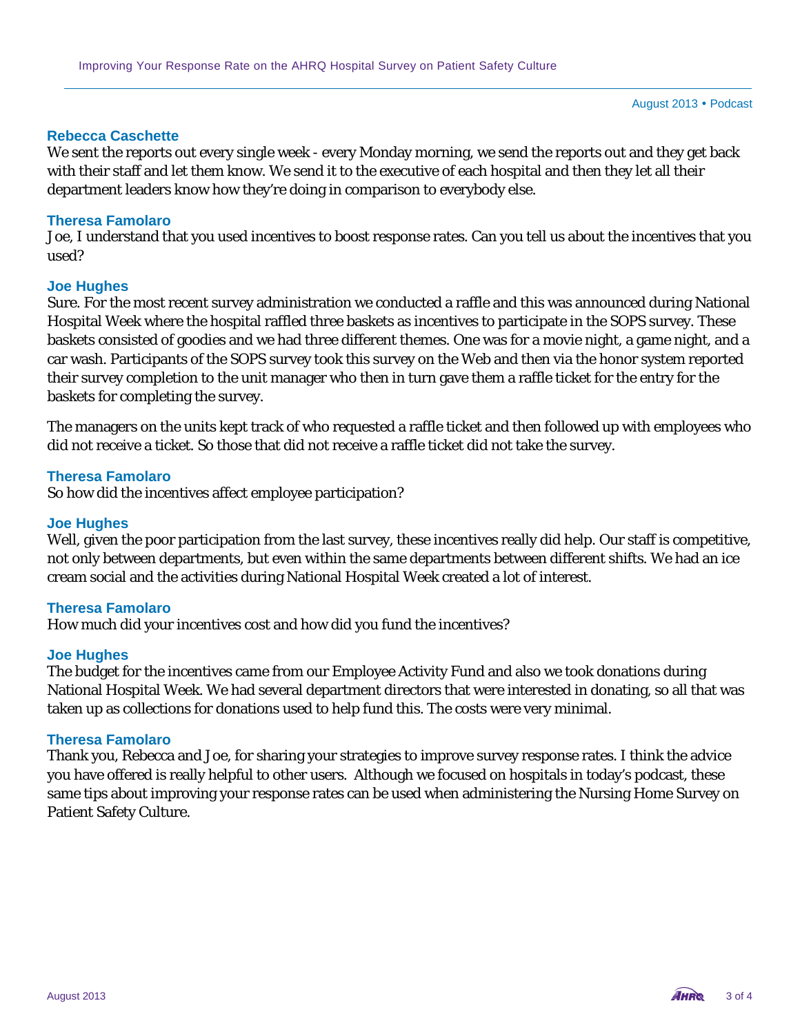**Rebecca Caschette**

We sent the reports out every single week - every Monday morning, we send the reports out and they get back with their staff and let them know. We send it to the executive of each hospital and then they let all their department leaders know how they're doing in comparison to everybody else.

**Theresa Famolaro**

Joe, I understand that you used incentives to boost response rates. Can you tell us about the incentives that you used?

**Joe Hughes**

Sure. For the most recent survey administration we conducted a raffle and this was announced during National Hospital Week where the hospital raffled three baskets as incentives to participate in the SOPS survey. These baskets consisted of goodies and we had three different themes. One was for a movie night, a game night, and a car wash. Participants of the SOPS survey took this survey on the Web and then via the honor system reported their survey completion to the unit manager who then in turn gave them a raffle ticket for the entry for the baskets for completing the survey.

The managers on the units kept track of who requested a raffle ticket and then followed up with employees who did not receive a ticket. So those that did not receive a raffle ticket did not take the survey.

**Theresa Famolaro**

So how did the incentives affect employee participation?

**Joe Hughes**

Well, given the poor participation from the last survey, these incentives really did help. Our staff is competitive, not only between departments, but even within the same departments between different shifts. We had an ice cream social and the activities during National Hospital Week created a lot of interest.

**Theresa Famolaro**

How much did your incentives cost and how did you fund the incentives?

**Joe Hughes**

The budget for the incentives came from our Employee Activity Fund and also we took donations during National Hospital Week. We had several department directors that were interested in donating, so all that was taken up as collections for donations used to help fund this. The costs were very minimal.

**Theresa Famolaro**

Thank you, Rebecca and Joe, for sharing your strategies to improve survey response rates. I think the advice you have offered is really helpful to other users. Although we focused on hospitals in today's podcast, these same tips about improving your response rates can be used when administering the Nursing Home Survey on Patient Safety Culture.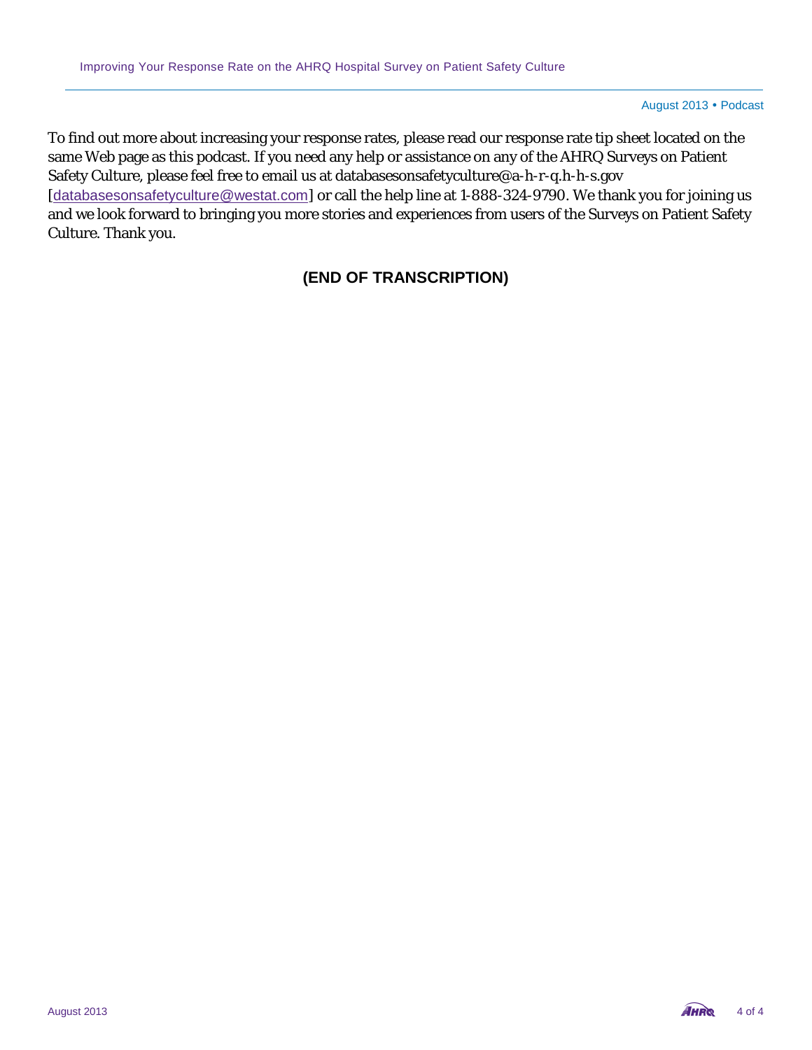To find out more about increasing your response rates, please read our response rate tip sheet located on the same Web page as this podcast. If you need any help or assistance on any of the AHRQ Surveys on Patient Safety Culture, please feel free to email us at databasesonsafetyculture@a-h-r-q.h-h-s.gov [databasesonsafetyculture@westat.com] or call the help line at 1-888-324-9790. We thank you for joining us and we look forward to bringing you more stories and experiences from users of the Surveys on Patient Safety Culture. Thank you.

**(END OF TRANSCRIPTION)**